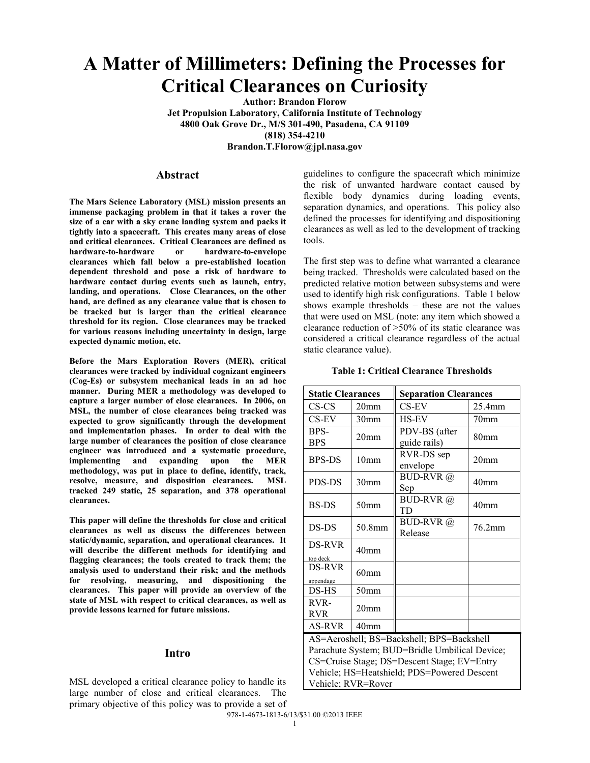# A Matter of Millimeters: Defining the Processes for Critical Clearances on Curiosity

**Author: Brandon Florow**
**Jet Propulsion Laboratory, California Institute of Technology**
**4800 Oak Grove Dr., M/S 301-490, Pasadena, CA 91109**
**(818) 354-4210**
**Brandon.T.Florow@jpl.nasa.gov**

## Abstract

**The Mars Science Laboratory (MSL) mission presents an immense packaging problem in that it takes a rover the size of a car with a sky crane landing system and packs it tightly into a spacecraft. This creates many areas of close and critical clearances. Critical Clearances are defined as hardware-to-hardware or hardware-to-envelope clearances which fall below a pre-established location dependent threshold and pose a risk of hardware to hardware contact during events such as launch, entry, landing, and operations. Close Clearances, on the other hand, are defined as any clearance value that is chosen to be tracked but is larger than the critical clearance threshold for its region. Close clearances may be tracked for various reasons including uncertainty in design, large expected dynamic motion, etc.**

**Before the Mars Exploration Rovers (MER), critical clearances were tracked by individual cognizant engineers (Cog-Es) or subsystem mechanical leads in an ad hoc manner. During MER a methodology was developed to capture a larger number of close clearances. In 2006, on MSL, the number of close clearances being tracked was expected to grow significantly through the development and implementation phases. In order to deal with the large number of clearances the position of close clearance engineer was introduced and a systematic procedure, implementing and expanding upon the MER methodology, was put in place to define, identify, track, resolve, measure, and disposition clearances. MSL tracked 249 static, 25 separation, and 378 operational clearances.**

**This paper will define the thresholds for close and critical clearances as well as discuss the differences between static/dynamic, separation, and operational clearances. It will describe the different methods for identifying and flagging clearances; the tools created to track them; the analysis used to understand their risk; and the methods for resolving, measuring, and dispositioning the clearances. This paper will provide an overview of the state of MSL with respect to critical clearances, as well as provide lessons learned for future missions.**

## Intro

MSL developed a critical clearance policy to handle its large number of close and critical clearances. The primary objective of this policy was to provide a set of guidelines to configure the spacecraft which minimize the risk of unwanted hardware contact caused by flexible body dynamics during loading events, separation dynamics, and operations. This policy also defined the processes for identifying and dispositioning clearances as well as led to the development of tracking tools.

The first step was to define what warranted a clearance being tracked. Thresholds were calculated based on the predicted relative motion between subsystems and were used to identify high risk configurations. Table 1 below shows example thresholds – these are not the values that were used on MSL (note: any item which showed a clearance reduction of >50% of its static clearance was considered a critical clearance regardless of the actual static clearance value).

**Table 1: Critical Clearance Thresholds**

| Static Clearances | | Separation Clearances | |
|---|---|---|---|
| CS-CS | 20mm | CS-EV | 25.4mm |
| CS-EV | 30mm | HS-EV | 70mm |
| BPS-BPS | 20mm | PDV-BS (after guide rails) | 80mm |
| BPS-DS | 10mm | RVR-DS sep envelope | 20mm |
| PDS-DS | 30mm | BUD-RVR @ Sep | 40mm |
| BS-DS | 50mm | BUD-RVR @ TD | 40mm |
| DS-DS | 50.8mm | BUD-RVR @ Release | 76.2mm |
| DS-RVR top deck | 40mm | | |
| DS-RVR appendage | 60mm | | |
| DS-HS | 50mm | | |
| RVR-RVR | 20mm | | |
| AS-RVR | 40mm | | |

AS=Aeroshell; BS=Backshell; BPS=Backshell Parachute System; BUD=Bridle Umbilical Device; CS=Cruise Stage; DS=Descent Stage; EV=Entry Vehicle; HS=Heatshield; PDS=Powered Descent Vehicle; RVR=Rover

978-1-4673-1813-6/13/$31.00 ©2013 IEEE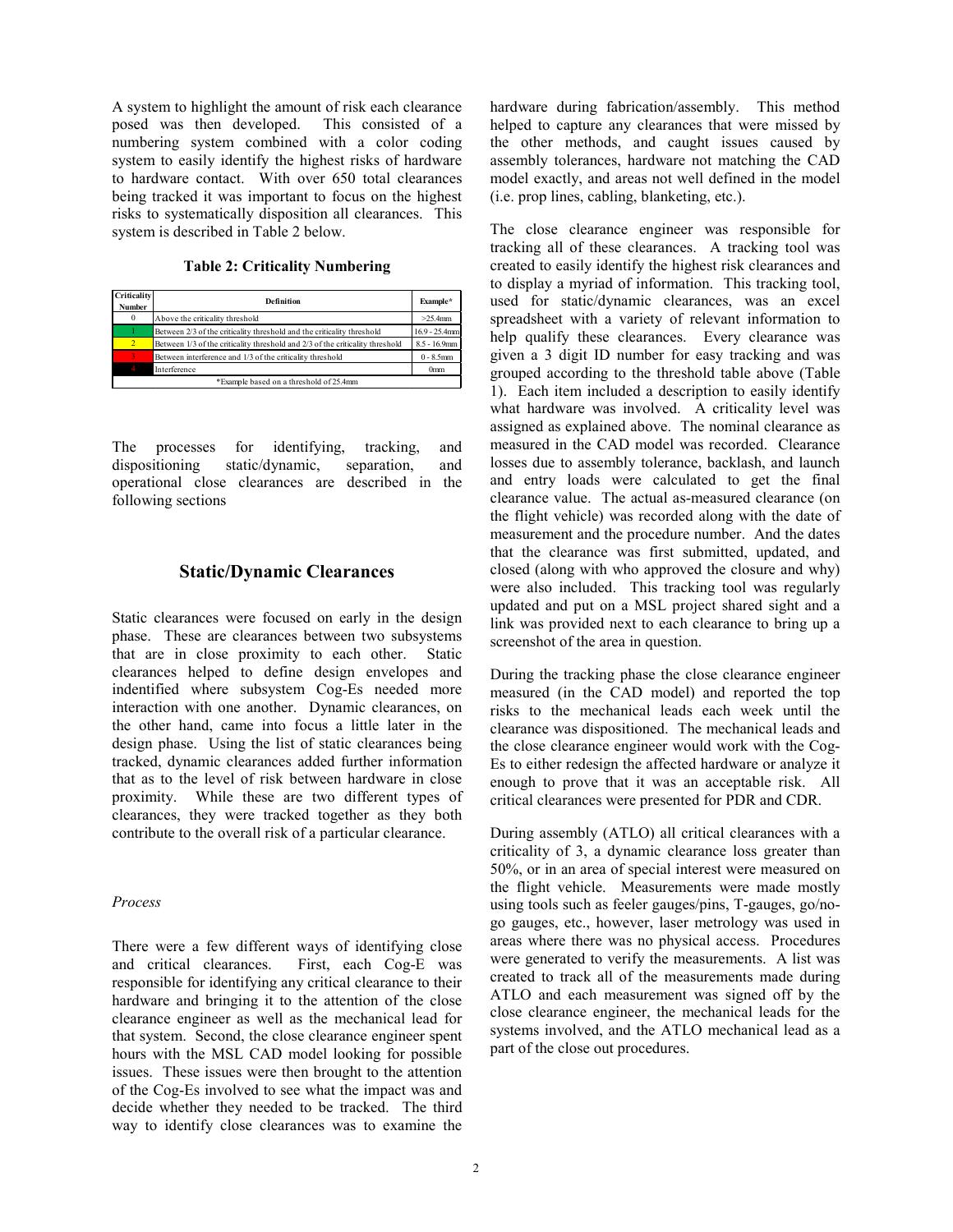A system to highlight the amount of risk each clearance posed was then developed. This consisted of a numbering system combined with a color coding system to easily identify the highest risks of hardware to hardware contact. With over 650 total clearances being tracked it was important to focus on the highest risks to systematically disposition all clearances. This system is described in Table 2 below.

**Table 2: Criticality Numbering**

| Criticality Number | Definition | Example* |
|---|---|---|
| 0 | Above the criticality threshold | >25.4mm |
| 1 | Between 2/3 of the criticality threshold and the criticality threshold | 16.9 - 25.4mm |
| 2 | Between 1/3 of the criticality threshold and 2/3 of the criticality threshold | 8.5 - 16.9mm |
| 3 | Between interference and 1/3 of the criticality threshold | 0 - 8.5mm |
| 4 | Interference | 0mm |
| *Example based on a threshold of 25.4mm | | |

The processes for identifying, tracking, and dispositioning static/dynamic, separation, and operational close clearances are described in the following sections

## Static/Dynamic Clearances

Static clearances were focused on early in the design phase. These are clearances between two subsystems that are in close proximity to each other. Static clearances helped to define design envelopes and indentified where subsystem Cog-Es needed more interaction with one another. Dynamic clearances, on the other hand, came into focus a little later in the design phase. Using the list of static clearances being tracked, dynamic clearances added further information that as to the level of risk between hardware in close proximity. While these are two different types of clearances, they were tracked together as they both contribute to the overall risk of a particular clearance.

### *Process*

There were a few different ways of identifying close and critical clearances. First, each Cog-E was responsible for identifying any critical clearance to their hardware and bringing it to the attention of the close clearance engineer as well as the mechanical lead for that system. Second, the close clearance engineer spent hours with the MSL CAD model looking for possible issues. These issues were then brought to the attention of the Cog-Es involved to see what the impact was and decide whether they needed to be tracked. The third way to identify close clearances was to examine the hardware during fabrication/assembly. This method helped to capture any clearances that were missed by the other methods, and caught issues caused by assembly tolerances, hardware not matching the CAD model exactly, and areas not well defined in the model (i.e. prop lines, cabling, blanketing, etc.).

The close clearance engineer was responsible for tracking all of these clearances. A tracking tool was created to easily identify the highest risk clearances and to display a myriad of information. This tracking tool, used for static/dynamic clearances, was an excel spreadsheet with a variety of relevant information to help qualify these clearances. Every clearance was given a 3 digit ID number for easy tracking and was grouped according to the threshold table above (Table 1). Each item included a description to easily identify what hardware was involved. A criticality level was assigned as explained above. The nominal clearance as measured in the CAD model was recorded. Clearance losses due to assembly tolerance, backlash, and launch and entry loads were calculated to get the final clearance value. The actual as-measured clearance (on the flight vehicle) was recorded along with the date of measurement and the procedure number. And the dates that the clearance was first submitted, updated, and closed (along with who approved the closure and why) were also included. This tracking tool was regularly updated and put on a MSL project shared sight and a link was provided next to each clearance to bring up a screenshot of the area in question.

During the tracking phase the close clearance engineer measured (in the CAD model) and reported the top risks to the mechanical leads each week until the clearance was dispositioned. The mechanical leads and the close clearance engineer would work with the Cog-Es to either redesign the affected hardware or analyze it enough to prove that it was an acceptable risk. All critical clearances were presented for PDR and CDR.

During assembly (ATLO) all critical clearances with a criticality of 3, a dynamic clearance loss greater than 50%, or in an area of special interest were measured on the flight vehicle. Measurements were made mostly using tools such as feeler gauges/pins, T-gauges, go/no-go gauges, etc., however, laser metrology was used in areas where there was no physical access. Procedures were generated to verify the measurements. A list was created to track all of the measurements made during ATLO and each measurement was signed off by the close clearance engineer, the mechanical leads for the systems involved, and the ATLO mechanical lead as a part of the close out procedures.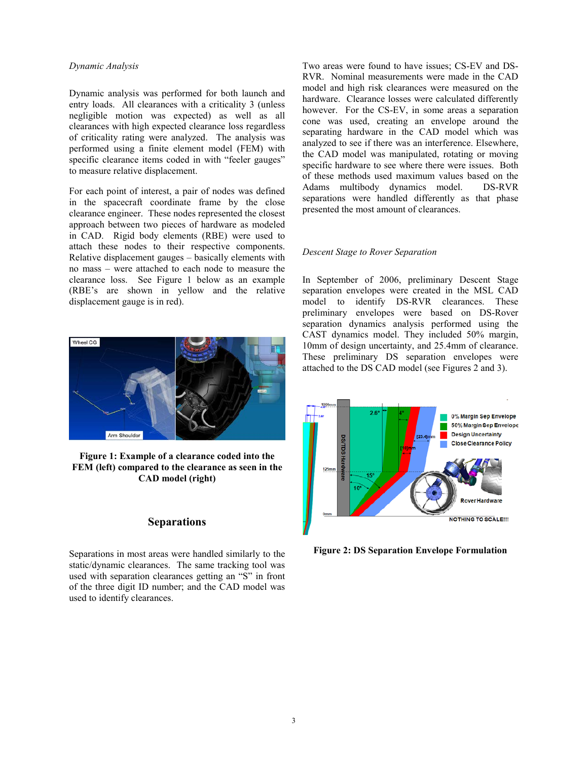*Dynamic Analysis*

Dynamic analysis was performed for both launch and entry loads. All clearances with a criticality 3 (unless negligible motion was expected) as well as all clearances with high expected clearance loss regardless of criticality rating were analyzed. The analysis was performed using a finite element model (FEM) with specific clearance items coded in with "feeler gauges" to measure relative displacement.

For each point of interest, a pair of nodes was defined in the spacecraft coordinate frame by the close clearance engineer. These nodes represented the closest approach between two pieces of hardware as modeled in CAD. Rigid body elements (RBE) were used to attach these nodes to their respective components. Relative displacement gauges – basically elements with no mass – were attached to each node to measure the clearance loss. See Figure 1 below as an example (RBE's are shown in yellow and the relative displacement gauge is in red).

**Figure 1: Example of a clearance coded into the FEM (left) compared to the clearance as seen in the CAD model (right)**

## Separations

Separations in most areas were handled similarly to the static/dynamic clearances. The same tracking tool was used with separation clearances getting an "S" in front of the three digit ID number; and the CAD model was used to identify clearances.

Two areas were found to have issues; CS-EV and DS-RVR. Nominal measurements were made in the CAD model and high risk clearances were measured on the hardware. Clearance losses were calculated differently however. For the CS-EV, in some areas a separation cone was used, creating an envelope around the separating hardware in the CAD model which was analyzed to see if there was an interference. Elsewhere, the CAD model was manipulated, rotating or moving specific hardware to see where there were issues. Both of these methods used maximum values based on the Adams multibody dynamics model. DS-RVR separations were handled differently as that phase presented the most amount of clearances.

*Descent Stage to Rover Separation*

In September of 2006, preliminary Descent Stage separation envelopes were created in the MSL CAD model to identify DS-RVR clearances. These preliminary envelopes were based on DS-Rover separation dynamics analysis performed using the CAST dynamics model. They included 50% margin, 10mm of design uncertainty, and 25.4mm of clearance. These preliminary DS separation envelopes were attached to the DS CAD model (see Figures 2 and 3).

**Figure 2: DS Separation Envelope Formulation**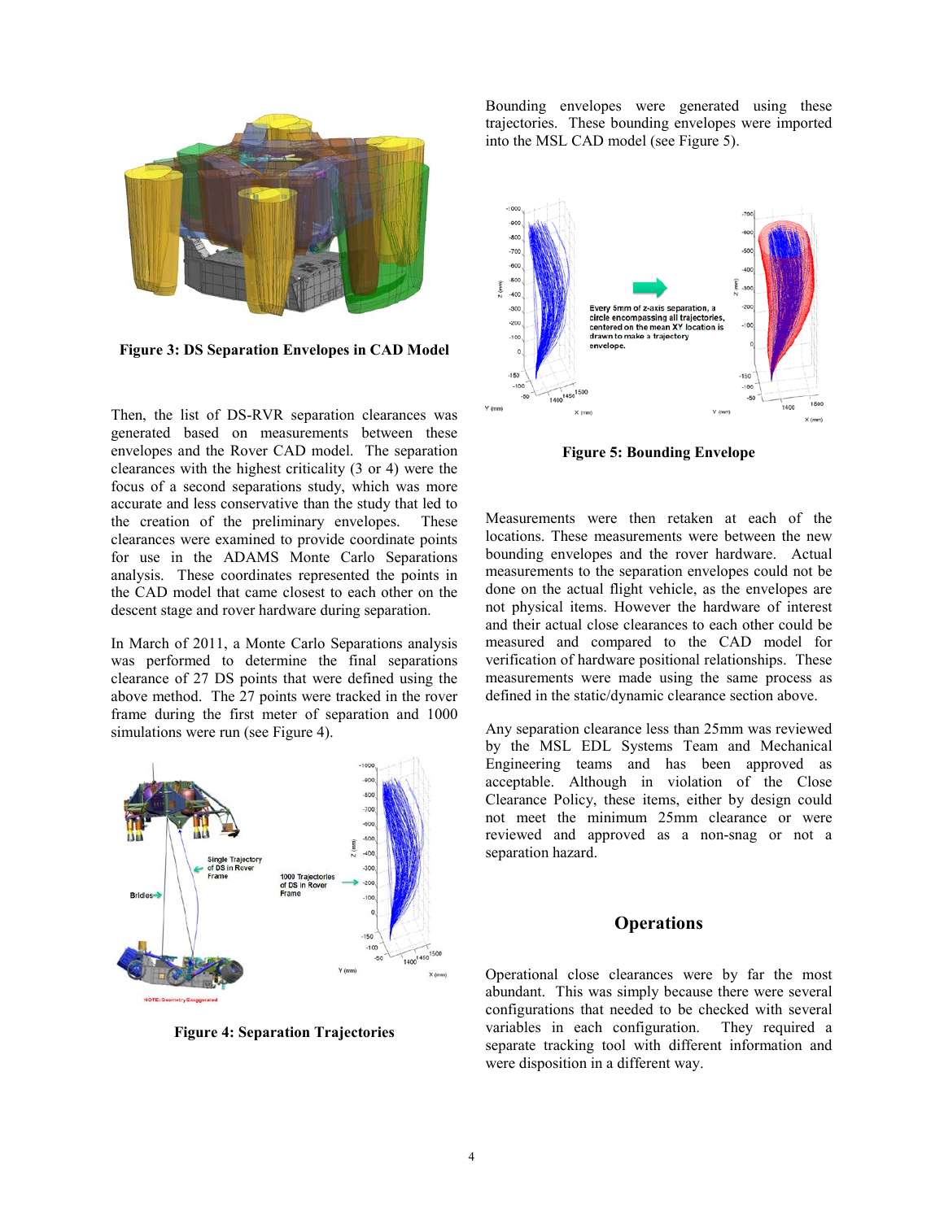Figure 3: DS Separation Envelopes in CAD Model

Then, the list of DS-RVR separation clearances was generated based on measurements between these envelopes and the Rover CAD model. The separation clearances with the highest criticality (3 or 4) were the focus of a second separations study, which was more accurate and less conservative than the study that led to the creation of the preliminary envelopes. These clearances were examined to provide coordinate points for use in the ADAMS Monte Carlo Separations analysis. These coordinates represented the points in the CAD model that came closest to each other on the descent stage and rover hardware during separation.

In March of 2011, a Monte Carlo Separations analysis was performed to determine the final separations clearance of 27 DS points that were defined using the above method. The 27 points were tracked in the rover frame during the first meter of separation and 1000 simulations were run (see Figure 4).

Figure 4: Separation Trajectories

Bounding envelopes were generated using these trajectories. These bounding envelopes were imported into the MSL CAD model (see Figure 5).

Figure 5: Bounding Envelope

Measurements were then retaken at each of the locations. These measurements were between the new bounding envelopes and the rover hardware. Actual measurements to the separation envelopes could not be done on the actual flight vehicle, as the envelopes are not physical items. However the hardware of interest and their actual close clearances to each other could be measured and compared to the CAD model for verification of hardware positional relationships. These measurements were made using the same process as defined in the static/dynamic clearance section above.

Any separation clearance less than 25mm was reviewed by the MSL EDL Systems Team and Mechanical Engineering teams and has been approved as acceptable. Although in violation of the Close Clearance Policy, these items, either by design could not meet the minimum 25mm clearance or were reviewed and approved as a non-snag or not a separation hazard.

## Operations

Operational close clearances were by far the most abundant. This was simply because there were several configurations that needed to be checked with several variables in each configuration. They required a separate tracking tool with different information and were disposition in a different way.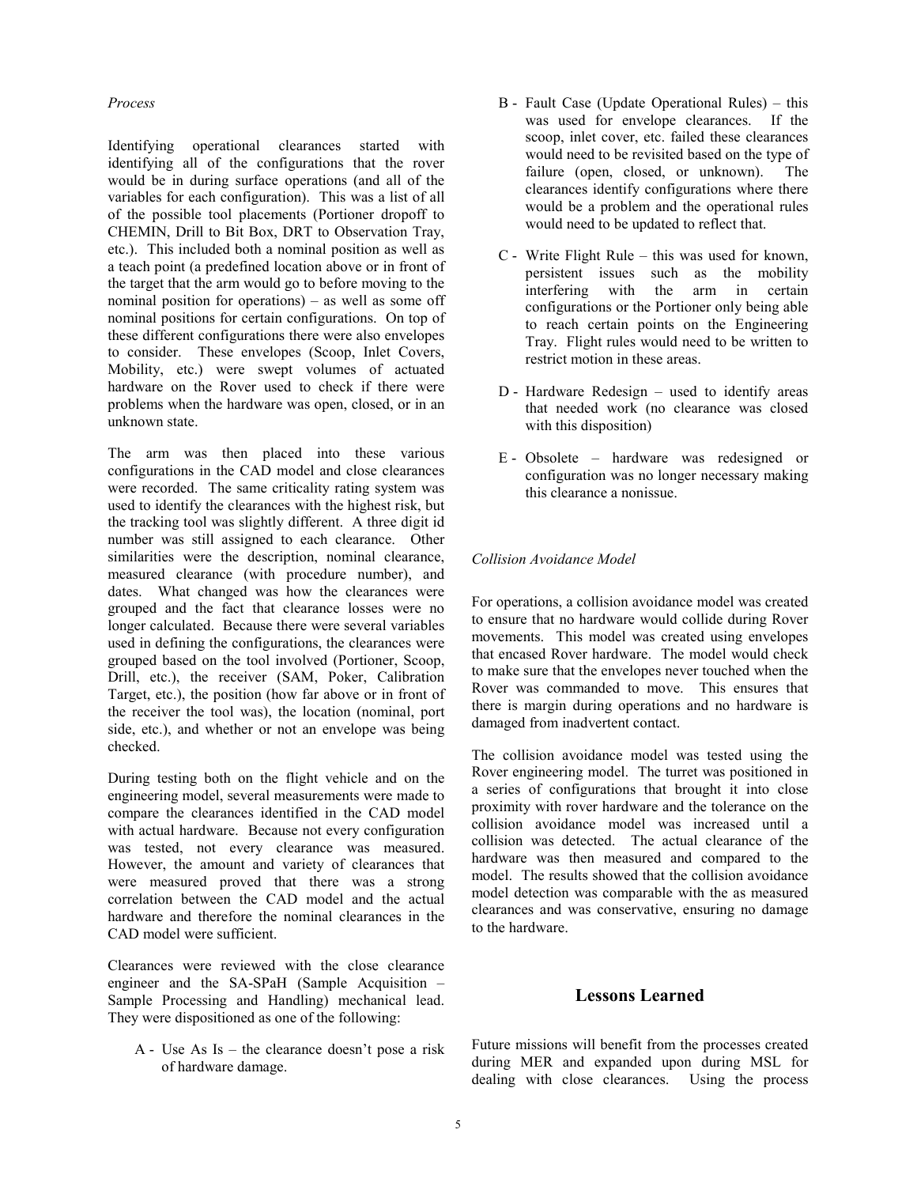*Process*

Identifying operational clearances started with identifying all of the configurations that the rover would be in during surface operations (and all of the variables for each configuration). This was a list of all of the possible tool placements (Portioner dropoff to CHEMIN, Drill to Bit Box, DRT to Observation Tray, etc.). This included both a nominal position as well as a teach point (a predefined location above or in front of the target that the arm would go to before moving to the nominal position for operations) – as well as some off nominal positions for certain configurations. On top of these different configurations there were also envelopes to consider. These envelopes (Scoop, Inlet Covers, Mobility, etc.) were swept volumes of actuated hardware on the Rover used to check if there were problems when the hardware was open, closed, or in an unknown state.

The arm was then placed into these various configurations in the CAD model and close clearances were recorded. The same criticality rating system was used to identify the clearances with the highest risk, but the tracking tool was slightly different. A three digit id number was still assigned to each clearance. Other similarities were the description, nominal clearance, measured clearance (with procedure number), and dates. What changed was how the clearances were grouped and the fact that clearance losses were no longer calculated. Because there were several variables used in defining the configurations, the clearances were grouped based on the tool involved (Portioner, Scoop, Drill, etc.), the receiver (SAM, Poker, Calibration Target, etc.), the position (how far above or in front of the receiver the tool was), the location (nominal, port side, etc.), and whether or not an envelope was being checked.

During testing both on the flight vehicle and on the engineering model, several measurements were made to compare the clearances identified in the CAD model with actual hardware. Because not every configuration was tested, not every clearance was measured. However, the amount and variety of clearances that were measured proved that there was a strong correlation between the CAD model and the actual hardware and therefore the nominal clearances in the CAD model were sufficient.

Clearances were reviewed with the close clearance engineer and the SA-SPaH (Sample Acquisition – Sample Processing and Handling) mechanical lead. They were dispositioned as one of the following:

A - Use As Is – the clearance doesn't pose a risk of hardware damage.

B - Fault Case (Update Operational Rules) – this was used for envelope clearances. If the scoop, inlet cover, etc. failed these clearances would need to be revisited based on the type of failure (open, closed, or unknown). The clearances identify configurations where there would be a problem and the operational rules would need to be updated to reflect that.

C - Write Flight Rule – this was used for known, persistent issues such as the mobility interfering with the arm in certain configurations or the Portioner only being able to reach certain points on the Engineering Tray. Flight rules would need to be written to restrict motion in these areas.

D - Hardware Redesign – used to identify areas that needed work (no clearance was closed with this disposition)

E - Obsolete – hardware was redesigned or configuration was no longer necessary making this clearance a nonissue.

*Collision Avoidance Model*

For operations, a collision avoidance model was created to ensure that no hardware would collide during Rover movements. This model was created using envelopes that encased Rover hardware. The model would check to make sure that the envelopes never touched when the Rover was commanded to move. This ensures that there is margin during operations and no hardware is damaged from inadvertent contact.

The collision avoidance model was tested using the Rover engineering model. The turret was positioned in a series of configurations that brought it into close proximity with rover hardware and the tolerance on the collision avoidance model was increased until a collision was detected. The actual clearance of the hardware was then measured and compared to the model. The results showed that the collision avoidance model detection was comparable with the as measured clearances and was conservative, ensuring no damage to the hardware.

## Lessons Learned

Future missions will benefit from the processes created during MER and expanded upon during MSL for dealing with close clearances. Using the process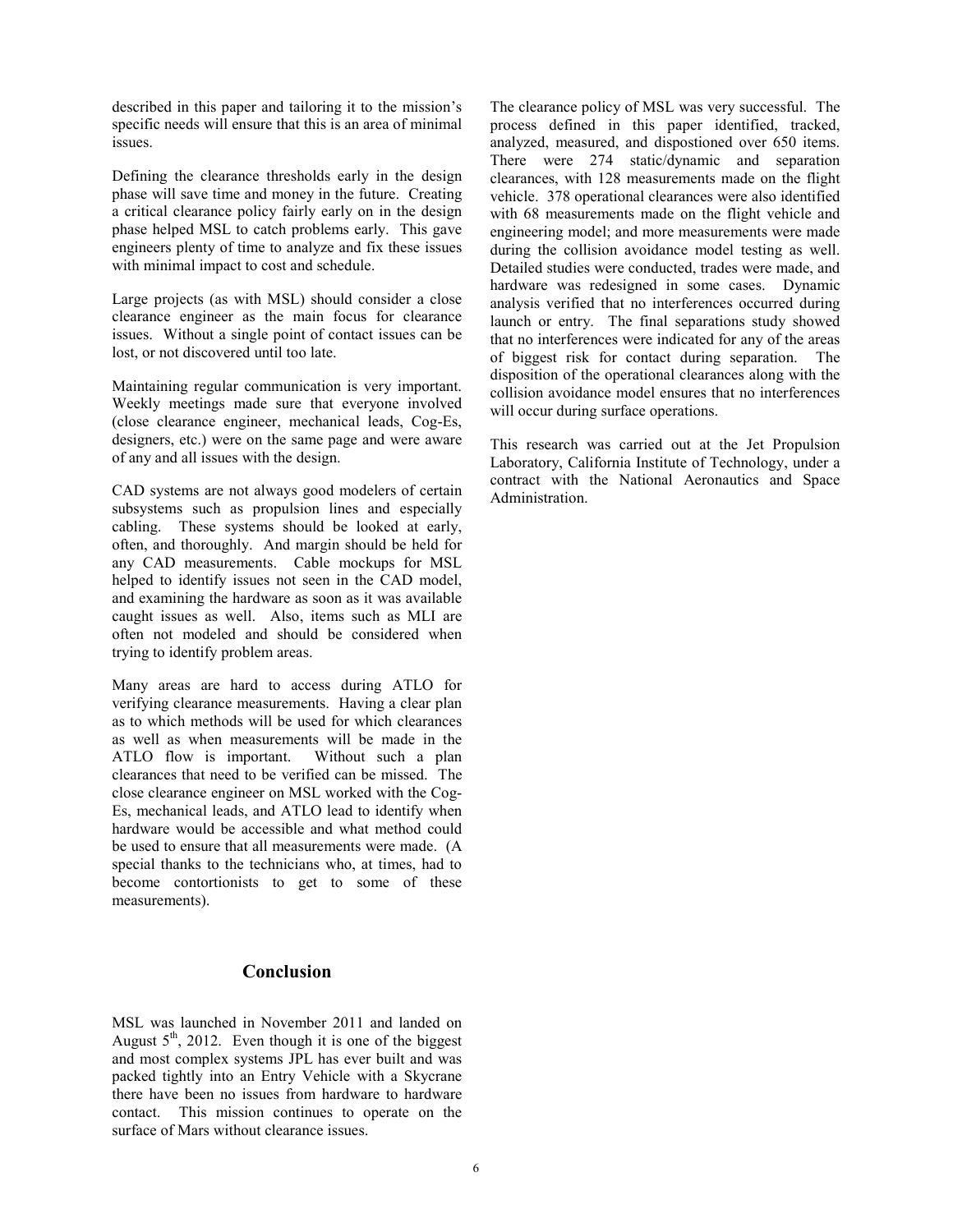described in this paper and tailoring it to the mission's specific needs will ensure that this is an area of minimal issues.

Defining the clearance thresholds early in the design phase will save time and money in the future. Creating a critical clearance policy fairly early on in the design phase helped MSL to catch problems early. This gave engineers plenty of time to analyze and fix these issues with minimal impact to cost and schedule.

Large projects (as with MSL) should consider a close clearance engineer as the main focus for clearance issues. Without a single point of contact issues can be lost, or not discovered until too late.

Maintaining regular communication is very important. Weekly meetings made sure that everyone involved (close clearance engineer, mechanical leads, Cog-Es, designers, etc.) were on the same page and were aware of any and all issues with the design.

CAD systems are not always good modelers of certain subsystems such as propulsion lines and especially cabling. These systems should be looked at early, often, and thoroughly. And margin should be held for any CAD measurements. Cable mockups for MSL helped to identify issues not seen in the CAD model, and examining the hardware as soon as it was available caught issues as well. Also, items such as MLI are often not modeled and should be considered when trying to identify problem areas.

Many areas are hard to access during ATLO for verifying clearance measurements. Having a clear plan as to which methods will be used for which clearances as well as when measurements will be made in the ATLO flow is important. Without such a plan clearances that need to be verified can be missed. The close clearance engineer on MSL worked with the Cog-Es, mechanical leads, and ATLO lead to identify when hardware would be accessible and what method could be used to ensure that all measurements were made. (A special thanks to the technicians who, at times, had to become contortionists to get to some of these measurements).

## Conclusion

MSL was launched in November 2011 and landed on August 5th, 2012. Even though it is one of the biggest and most complex systems JPL has ever built and was packed tightly into an Entry Vehicle with a Skycrane there have been no issues from hardware to hardware contact. This mission continues to operate on the surface of Mars without clearance issues.

The clearance policy of MSL was very successful. The process defined in this paper identified, tracked, analyzed, measured, and dispostioned over 650 items. There were 274 static/dynamic and separation clearances, with 128 measurements made on the flight vehicle. 378 operational clearances were also identified with 68 measurements made on the flight vehicle and engineering model; and more measurements were made during the collision avoidance model testing as well. Detailed studies were conducted, trades were made, and hardware was redesigned in some cases. Dynamic analysis verified that no interferences occurred during launch or entry. The final separations study showed that no interferences were indicated for any of the areas of biggest risk for contact during separation. The disposition of the operational clearances along with the collision avoidance model ensures that no interferences will occur during surface operations.

This research was carried out at the Jet Propulsion Laboratory, California Institute of Technology, under a contract with the National Aeronautics and Space Administration.